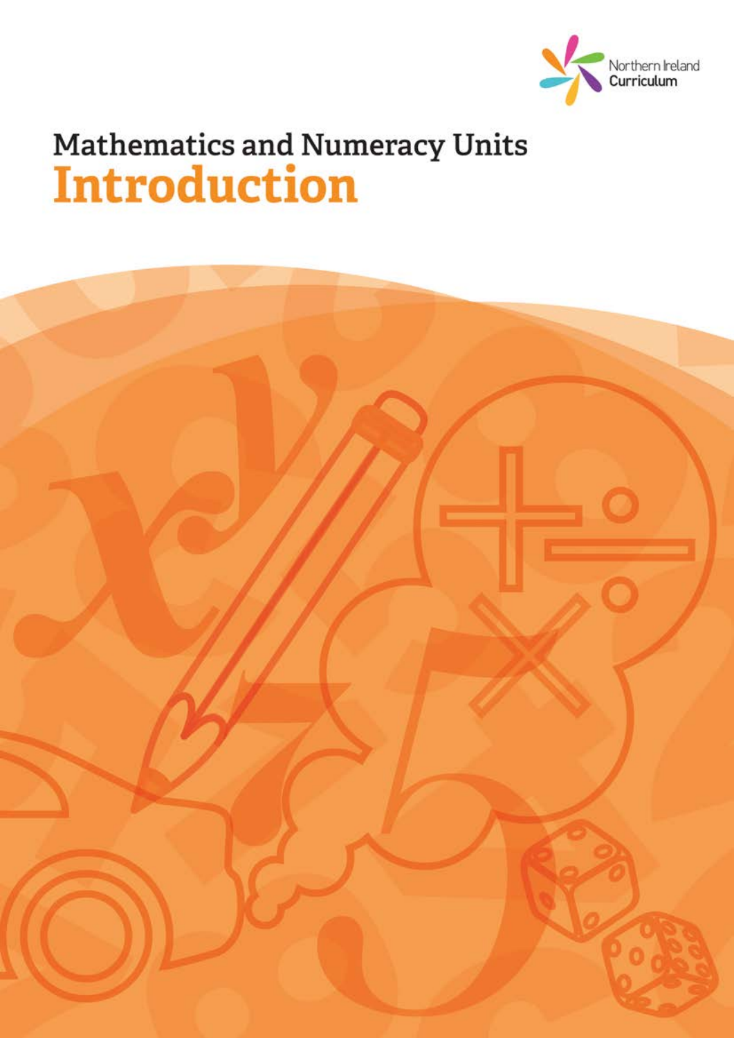Northern Ireland Curriculum

# Mathematics and Numeracy Units
# Introduction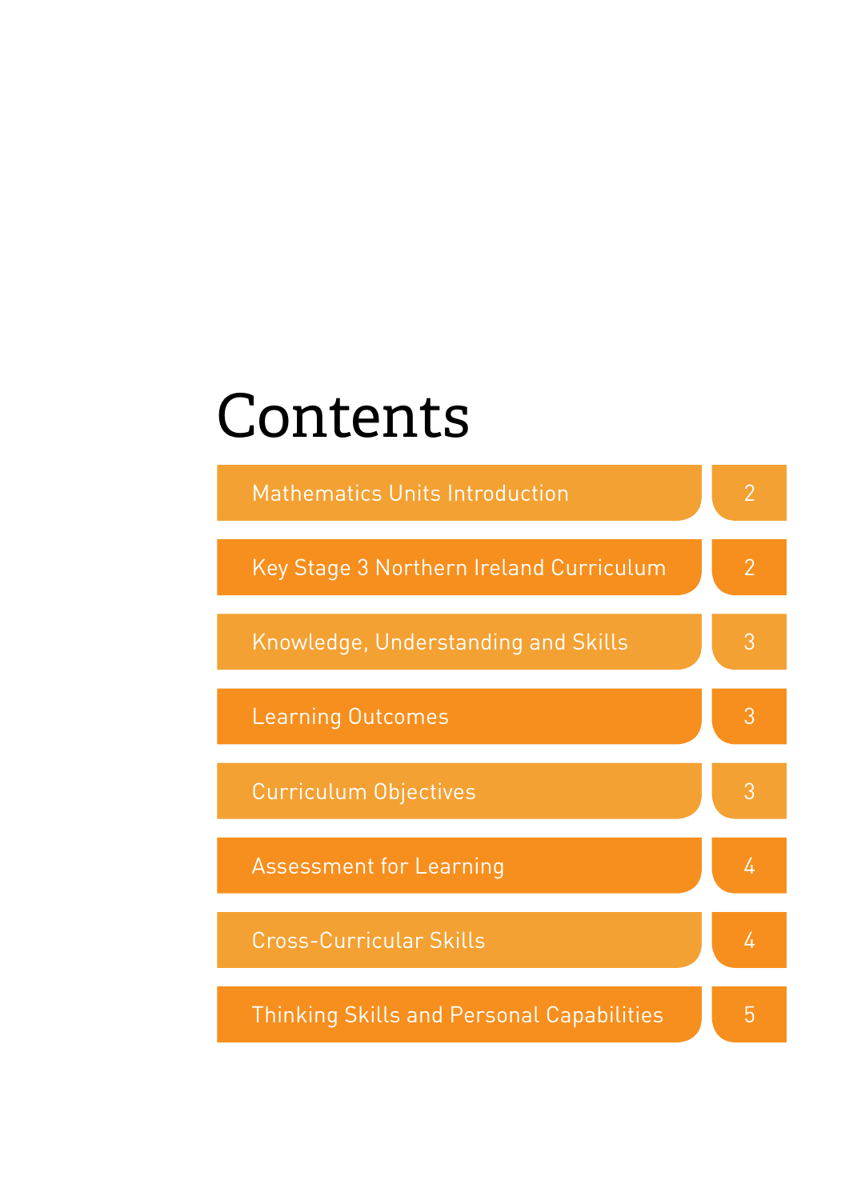# Contents

| | |
|---|---|
| Mathematics Units Introduction | 2 |
| Key Stage 3 Northern Ireland Curriculum | 2 |
| Knowledge, Understanding and Skills | 3 |
| Learning Outcomes | 3 |
| Curriculum Objectives | 3 |
| Assessment for Learning | 4 |
| Cross-Curricular Skills | 4 |
| Thinking Skills and Personal Capabilities | 5 |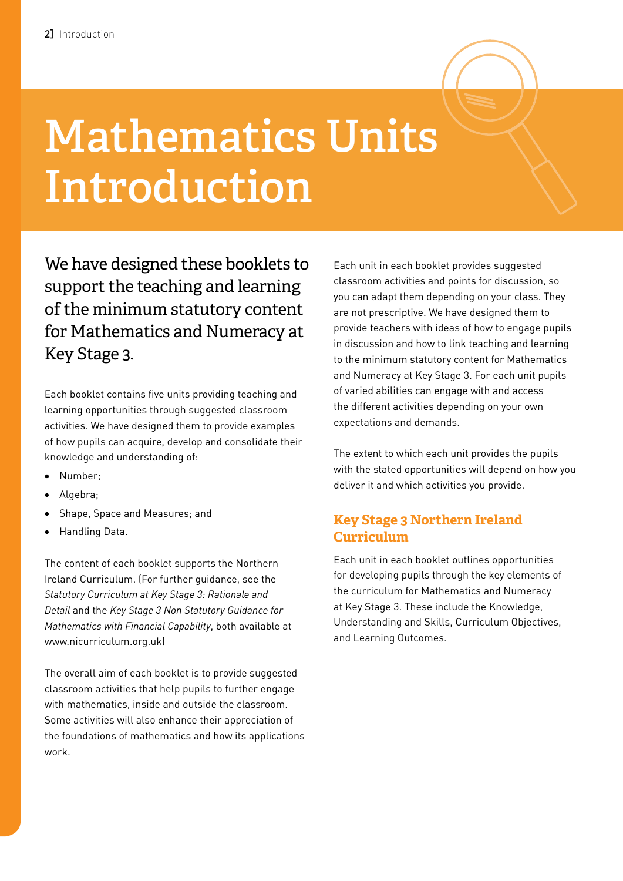# Mathematics Units Introduction

We have designed these booklets to support the teaching and learning of the minimum statutory content for Mathematics and Numeracy at Key Stage 3.

Each booklet contains five units providing teaching and learning opportunities through suggested classroom activities. We have designed them to provide examples of how pupils can acquire, develop and consolidate their knowledge and understanding of:

- Number;
- Algebra;
- Shape, Space and Measures; and
- Handling Data.

The content of each booklet supports the Northern Ireland Curriculum. (For further guidance, see the *Statutory Curriculum at Key Stage 3: Rationale and Detail* and the *Key Stage 3 Non Statutory Guidance for Mathematics with Financial Capability*, both available at www.nicurriculum.org.uk)

The overall aim of each booklet is to provide suggested classroom activities that help pupils to further engage with mathematics, inside and outside the classroom. Some activities will also enhance their appreciation of the foundations of mathematics and how its applications work.

Each unit in each booklet provides suggested classroom activities and points for discussion, so you can adapt them depending on your class. They are not prescriptive. We have designed them to provide teachers with ideas of how to engage pupils in discussion and how to link teaching and learning to the minimum statutory content for Mathematics and Numeracy at Key Stage 3. For each unit pupils of varied abilities can engage with and access the different activities depending on your own expectations and demands.

The extent to which each unit provides the pupils with the stated opportunities will depend on how you deliver it and which activities you provide.

## Key Stage 3 Northern Ireland Curriculum

Each unit in each booklet outlines opportunities for developing pupils through the key elements of the curriculum for Mathematics and Numeracy at Key Stage 3. These include the Knowledge, Understanding and Skills, Curriculum Objectives, and Learning Outcomes.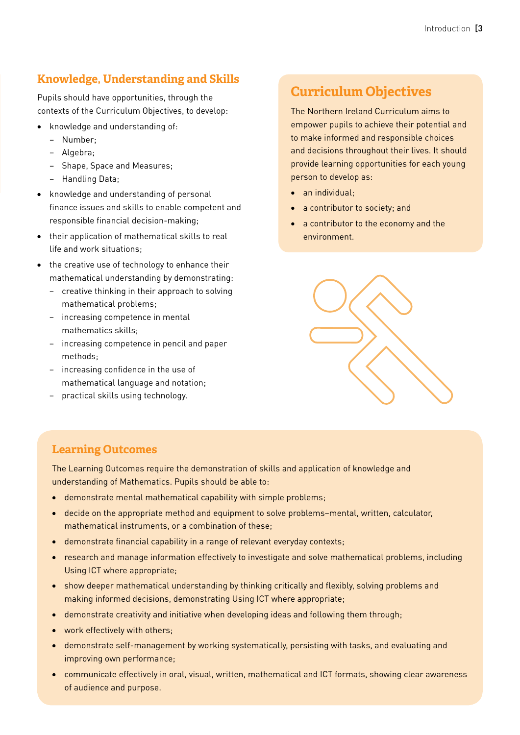## Knowledge, Understanding and Skills

Pupils should have opportunities, through the contexts of the Curriculum Objectives, to develop:

- knowledge and understanding of:
  - Number;
  - Algebra;
  - Shape, Space and Measures;
  - Handling Data;
- knowledge and understanding of personal finance issues and skills to enable competent and responsible financial decision-making;
- their application of mathematical skills to real life and work situations;
- the creative use of technology to enhance their mathematical understanding by demonstrating:
  - creative thinking in their approach to solving mathematical problems;
  - increasing competence in mental mathematics skills;
  - increasing competence in pencil and paper methods;
  - increasing confidence in the use of mathematical language and notation;
  - practical skills using technology.

## Curriculum Objectives

The Northern Ireland Curriculum aims to empower pupils to achieve their potential and to make informed and responsible choices and decisions throughout their lives. It should provide learning opportunities for each young person to develop as:

- an individual;
- a contributor to society; and
- a contributor to the economy and the environment.

## Learning Outcomes

The Learning Outcomes require the demonstration of skills and application of knowledge and understanding of Mathematics. Pupils should be able to:

- demonstrate mental mathematical capability with simple problems;
- decide on the appropriate method and equipment to solve problems–mental, written, calculator, mathematical instruments, or a combination of these;
- demonstrate financial capability in a range of relevant everyday contexts;
- research and manage information effectively to investigate and solve mathematical problems, including Using ICT where appropriate;
- show deeper mathematical understanding by thinking critically and flexibly, solving problems and making informed decisions, demonstrating Using ICT where appropriate;
- demonstrate creativity and initiative when developing ideas and following them through;
- work effectively with others;
- demonstrate self-management by working systematically, persisting with tasks, and evaluating and improving own performance;
- communicate effectively in oral, visual, written, mathematical and ICT formats, showing clear awareness of audience and purpose.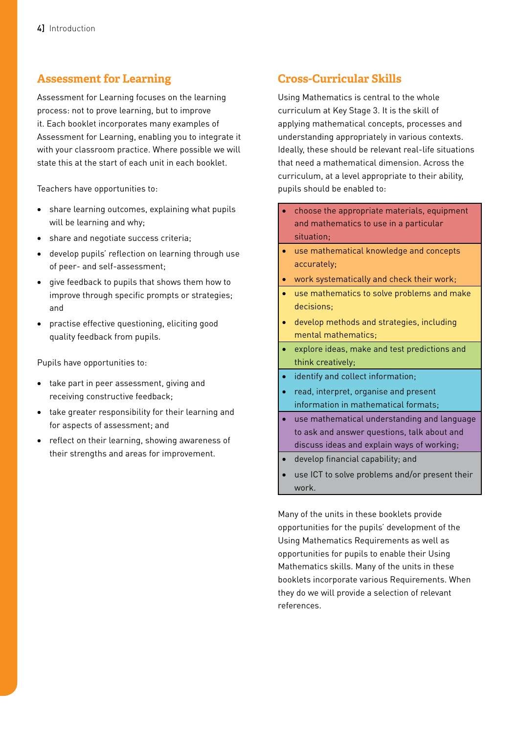## Assessment for Learning

Assessment for Learning focuses on the learning process: not to prove learning, but to improve it. Each booklet incorporates many examples of Assessment for Learning, enabling you to integrate it with your classroom practice. Where possible we will state this at the start of each unit in each booklet.

Teachers have opportunities to:

- share learning outcomes, explaining what pupils will be learning and why;
- share and negotiate success criteria;
- develop pupils' reflection on learning through use of peer- and self-assessment;
- give feedback to pupils that shows them how to improve through specific prompts or strategies; and
- practise effective questioning, eliciting good quality feedback from pupils.

Pupils have opportunities to:

- take part in peer assessment, giving and receiving constructive feedback;
- take greater responsibility for their learning and for aspects of assessment; and
- reflect on their learning, showing awareness of their strengths and areas for improvement.

## Cross-Curricular Skills

Using Mathematics is central to the whole curriculum at Key Stage 3. It is the skill of applying mathematical concepts, processes and understanding appropriately in various contexts. Ideally, these should be relevant real-life situations that need a mathematical dimension. Across the curriculum, at a level appropriate to their ability, pupils should be enabled to:

- choose the appropriate materials, equipment and mathematics to use in a particular situation;
- use mathematical knowledge and concepts accurately;
- work systematically and check their work;
- use mathematics to solve problems and make decisions;
- develop methods and strategies, including mental mathematics;
- explore ideas, make and test predictions and think creatively;
- identify and collect information;
- read, interpret, organise and present information in mathematical formats;
- use mathematical understanding and language to ask and answer questions, talk about and discuss ideas and explain ways of working;
- develop financial capability; and
- use ICT to solve problems and/or present their work.

Many of the units in these booklets provide opportunities for the pupils' development of the Using Mathematics Requirements as well as opportunities for pupils to enable their Using Mathematics skills. Many of the units in these booklets incorporate various Requirements. When they do we will provide a selection of relevant references.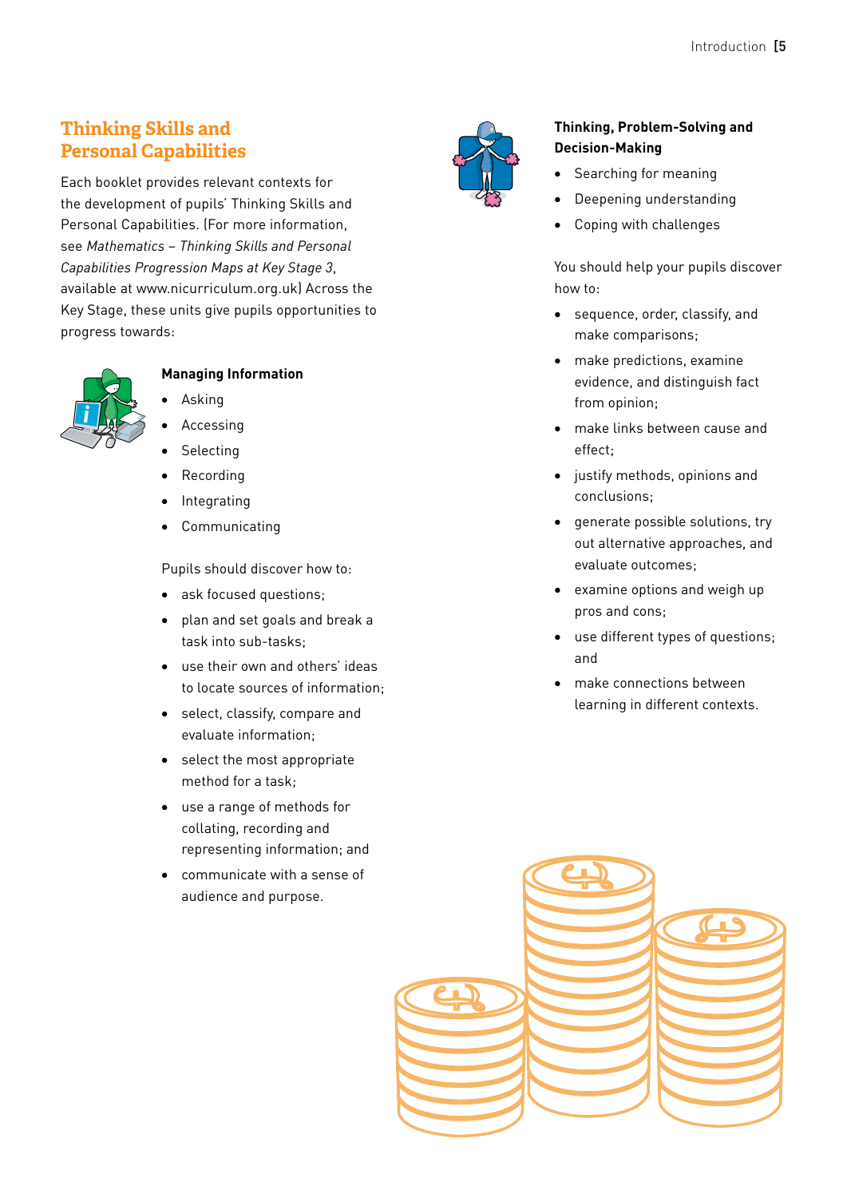## Thinking Skills and Personal Capabilities

Each booklet provides relevant contexts for the development of pupils' Thinking Skills and Personal Capabilities. (For more information, see *Mathematics – Thinking Skills and Personal Capabilities Progression Maps at Key Stage 3*, available at www.nicurriculum.org.uk) Across the Key Stage, these units give pupils opportunities to progress towards:

**Managing Information**

- Asking
- Accessing
- Selecting
- Recording
- Integrating
- Communicating

Pupils should discover how to:

- ask focused questions;
- plan and set goals and break a task into sub-tasks;
- use their own and others' ideas to locate sources of information;
- select, classify, compare and evaluate information;
- select the most appropriate method for a task;
- use a range of methods for collating, recording and representing information; and
- communicate with a sense of audience and purpose.

**Thinking, Problem-Solving and Decision-Making**

- Searching for meaning
- Deepening understanding
- Coping with challenges

You should help your pupils discover how to:

- sequence, order, classify, and make comparisons;
- make predictions, examine evidence, and distinguish fact from opinion;
- make links between cause and effect;
- justify methods, opinions and conclusions;
- generate possible solutions, try out alternative approaches, and evaluate outcomes;
- examine options and weigh up pros and cons;
- use different types of questions; and
- make connections between learning in different contexts.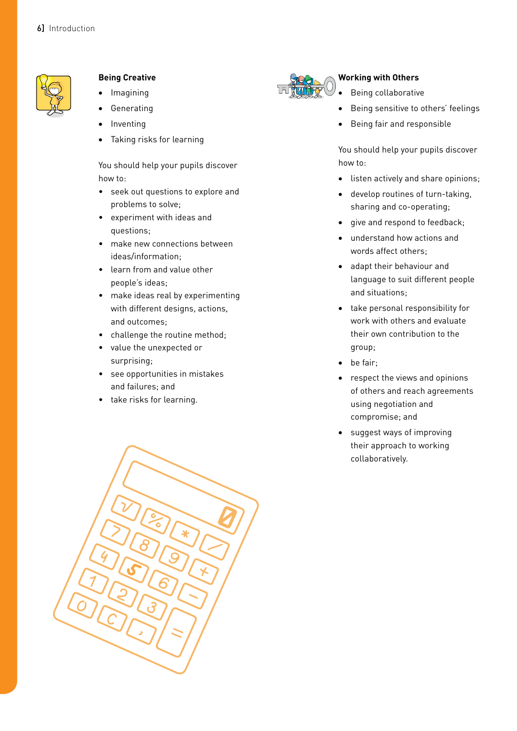### Being Creative

- Imagining
- Generating
- Inventing
- Taking risks for learning

You should help your pupils discover how to:

- seek out questions to explore and problems to solve;
- experiment with ideas and questions;
- make new connections between ideas/information;
- learn from and value other people's ideas;
- make ideas real by experimenting with different designs, actions, and outcomes;
- challenge the routine method;
- value the unexpected or surprising;
- see opportunities in mistakes and failures; and
- take risks for learning.

### Working with Others

- Being collaborative
- Being sensitive to others' feelings
- Being fair and responsible

You should help your pupils discover how to:

- listen actively and share opinions;
- develop routines of turn-taking, sharing and co-operating;
- give and respond to feedback;
- understand how actions and words affect others;
- adapt their behaviour and language to suit different people and situations;
- take personal responsibility for work with others and evaluate their own contribution to the group;
- be fair;
- respect the views and opinions of others and reach agreements using negotiation and compromise; and
- suggest ways of improving their approach to working collaboratively.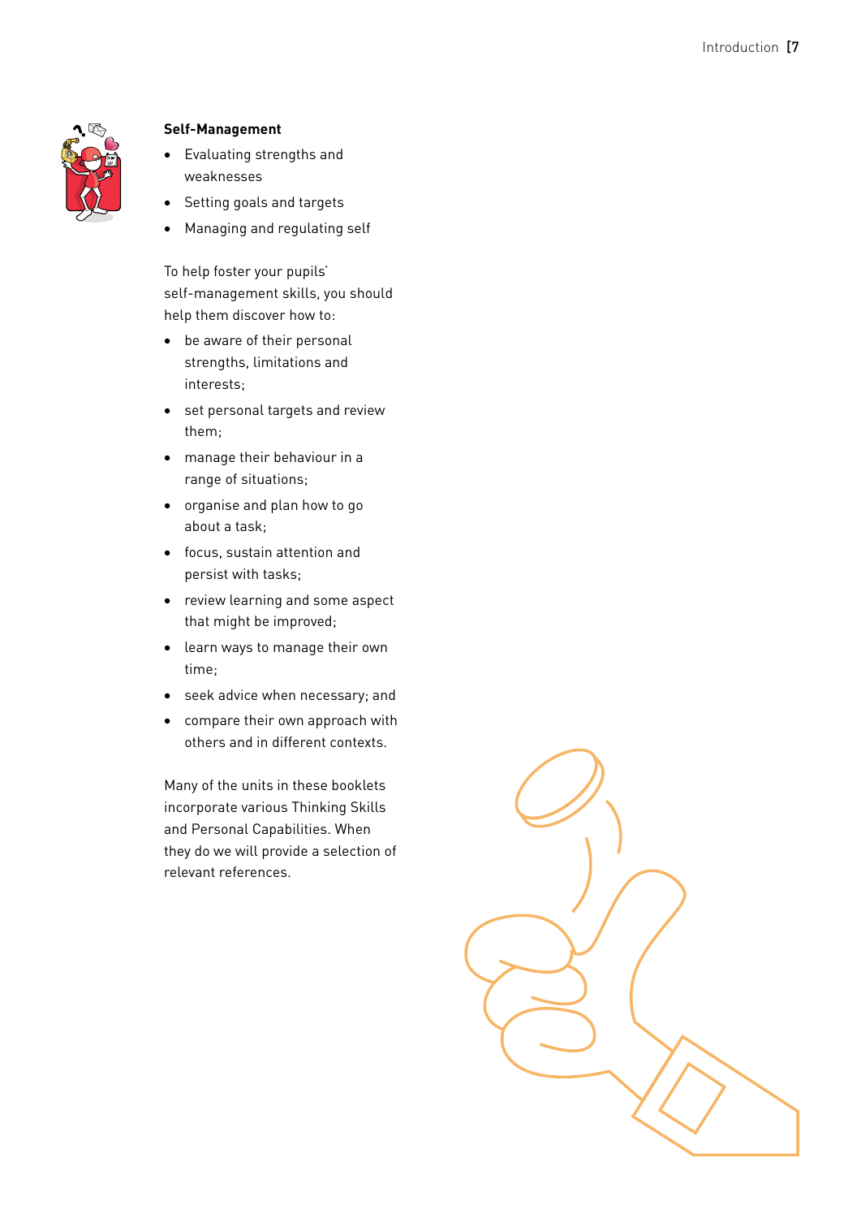**Self-Management**

- Evaluating strengths and weaknesses
- Setting goals and targets
- Managing and regulating self

To help foster your pupils' self-management skills, you should help them discover how to:

- be aware of their personal strengths, limitations and interests;
- set personal targets and review them;
- manage their behaviour in a range of situations;
- organise and plan how to go about a task;
- focus, sustain attention and persist with tasks;
- review learning and some aspect that might be improved;
- learn ways to manage their own time;
- seek advice when necessary; and
- compare their own approach with others and in different contexts.

Many of the units in these booklets incorporate various Thinking Skills and Personal Capabilities. When they do we will provide a selection of relevant references.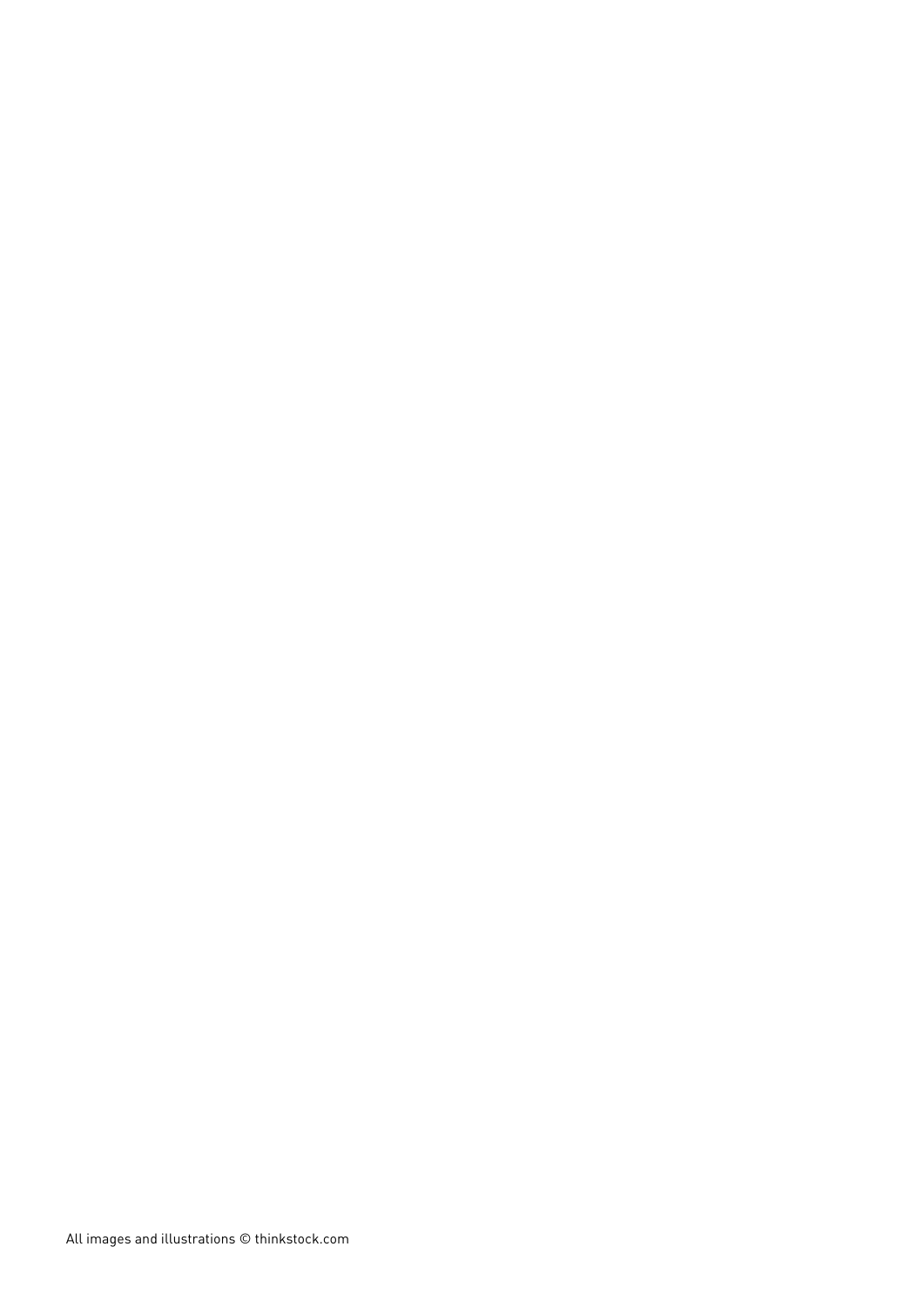All images and illustrations © thinkstock.com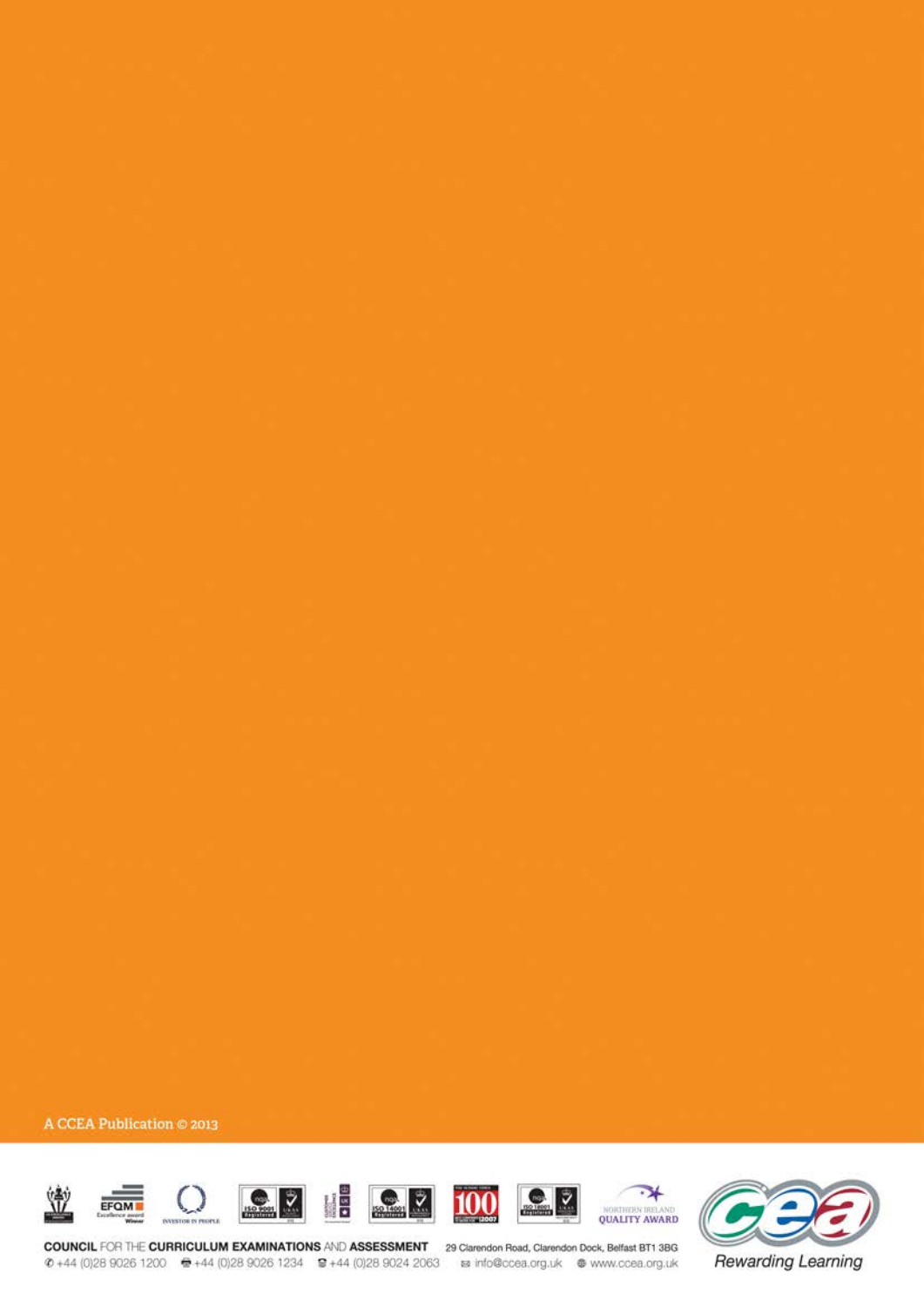A CCEA Publication © 2013

**COUNCIL** FOR THE **CURRICULUM EXAMINATIONS** AND **ASSESSMENT** 29 Clarendon Road, Clarendon Dock, Belfast BT1 3BG

+44 (0)28 9026 1200 +44 (0)28 9026 1234 +44 (0)28 9024 2063 info@ccea.org.uk www.ccea.org.uk

Rewarding Learning